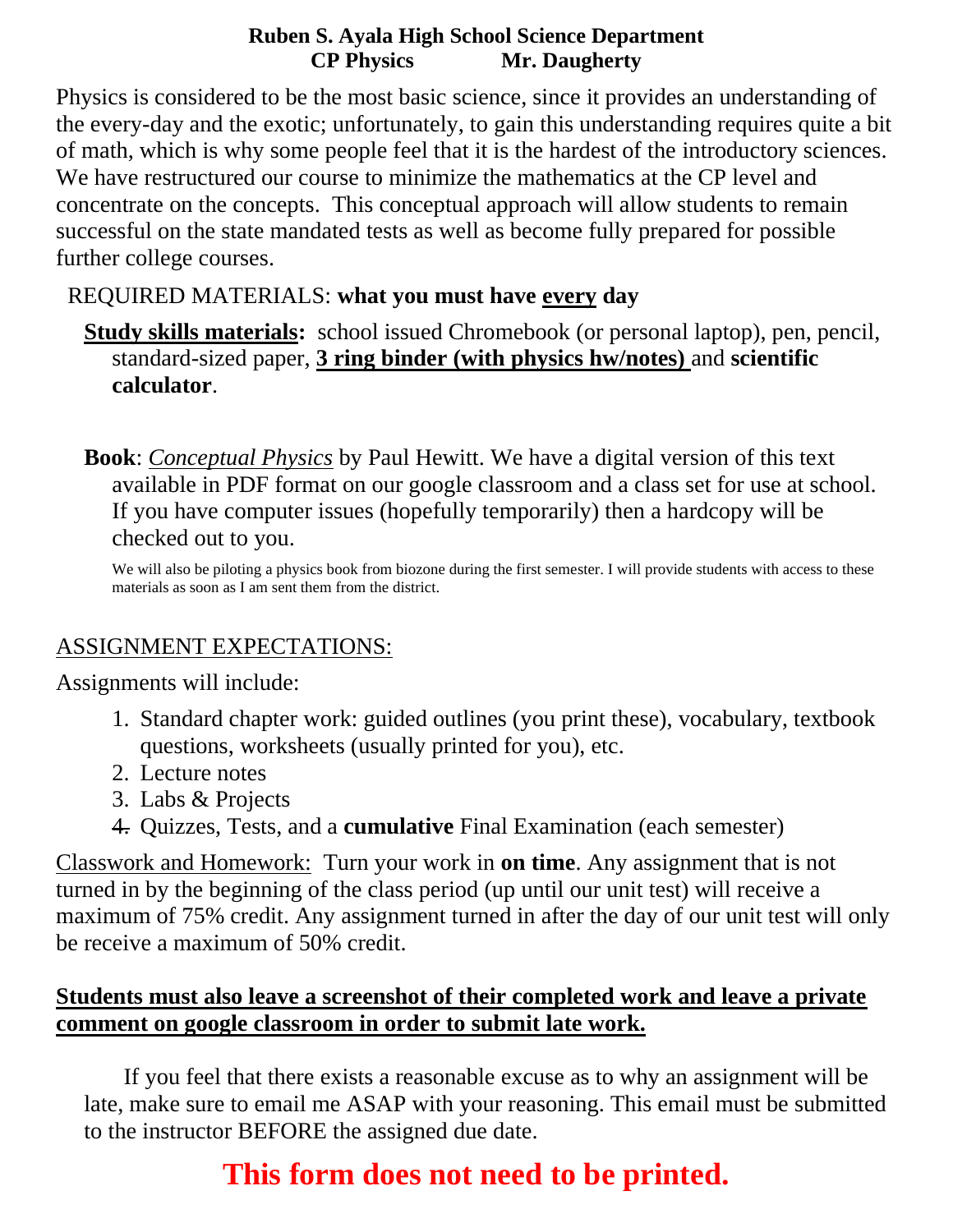**Ruben S. Ayala High School Science Department**
**CP Physics Mr. Daugherty**

Physics is considered to be the most basic science, since it provides an understanding of the every-day and the exotic; unfortunately, to gain this understanding requires quite a bit of math, which is why some people feel that it is the hardest of the introductory sciences. We have restructured our course to minimize the mathematics at the CP level and concentrate on the concepts. This conceptual approach will allow students to remain successful on the state mandated tests as well as become fully prepared for possible further college courses.

REQUIRED MATERIALS: **what you must have <u>every</u> day**

**<u>Study skills materials</u>:** school issued Chromebook (or personal laptop), pen, pencil, standard-sized paper, **<u>3 ring binder (with physics hw/notes)</u>** and **scientific calculator**.

**Book**: *<u>Conceptual Physics</u>* by Paul Hewitt. We have a digital version of this text available in PDF format on our google classroom and a class set for use at school. If you have computer issues (hopefully temporarily) then a hardcopy will be checked out to you.

We will also be piloting a physics book from biozone during the first semester. I will provide students with access to these materials as soon as I am sent them from the district.

<u>ASSIGNMENT EXPECTATIONS:</u>

Assignments will include:

1. Standard chapter work: guided outlines (you print these), vocabulary, textbook questions, worksheets (usually printed for you), etc.
2. Lecture notes
3. Labs & Projects
4. Quizzes, Tests, and a **cumulative** Final Examination (each semester)

<u>Classwork and Homework:</u> Turn your work in **on time**. Any assignment that is not turned in by the beginning of the class period (up until our unit test) will receive a maximum of 75% credit. Any assignment turned in after the day of our unit test will only be receive a maximum of 50% credit.

**<u>Students must also leave a screenshot of their completed work and leave a private comment on google classroom in order to submit late work.</u>**

If you feel that there exists a reasonable excuse as to why an assignment will be late, make sure to email me ASAP with your reasoning. This email must be submitted to the instructor BEFORE the assigned due date.

**This form does not need to be printed.**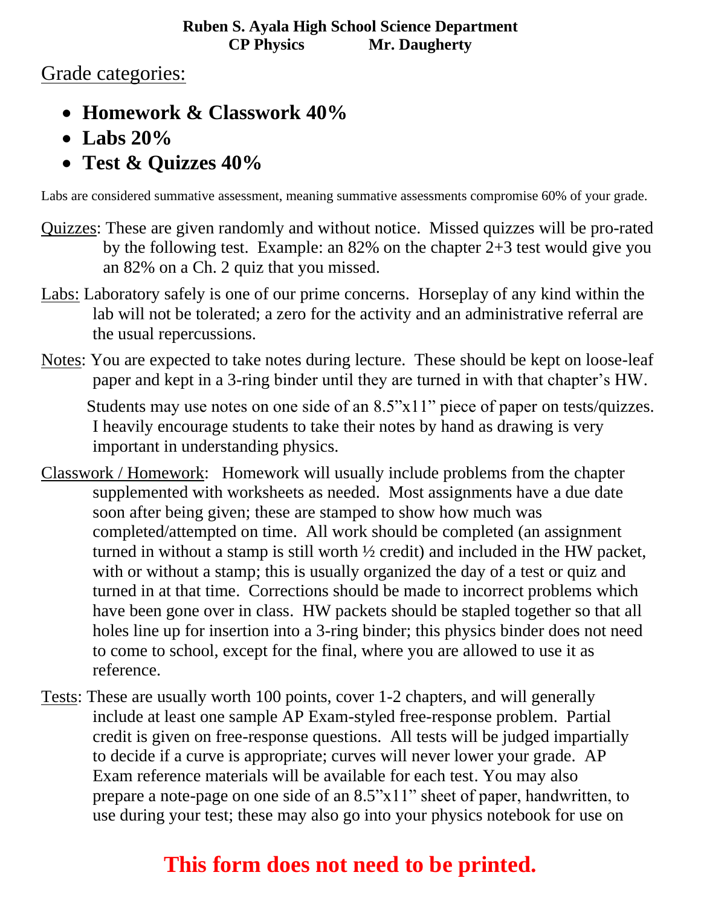**Ruben S. Ayala High School Science Department**
**CP Physics Mr. Daugherty**

Grade categories:

- **Homework & Classwork 40%**
- **Labs 20%**
- **Test & Quizzes 40%**

Labs are considered summative assessment, meaning summative assessments compromise 60% of your grade.

Quizzes: These are given randomly and without notice. Missed quizzes will be pro-rated by the following test. Example: an 82% on the chapter 2+3 test would give you an 82% on a Ch. 2 quiz that you missed.

Labs: Laboratory safely is one of our prime concerns. Horseplay of any kind within the lab will not be tolerated; a zero for the activity and an administrative referral are the usual repercussions.

Notes: You are expected to take notes during lecture. These should be kept on loose-leaf paper and kept in a 3-ring binder until they are turned in with that chapter's HW.

Students may use notes on one side of an 8.5"x11" piece of paper on tests/quizzes. I heavily encourage students to take their notes by hand as drawing is very important in understanding physics.

Classwork / Homework: Homework will usually include problems from the chapter supplemented with worksheets as needed. Most assignments have a due date soon after being given; these are stamped to show how much was completed/attempted on time. All work should be completed (an assignment turned in without a stamp is still worth ½ credit) and included in the HW packet, with or without a stamp; this is usually organized the day of a test or quiz and turned in at that time. Corrections should be made to incorrect problems which have been gone over in class. HW packets should be stapled together so that all holes line up for insertion into a 3-ring binder; this physics binder does not need to come to school, except for the final, where you are allowed to use it as reference.

Tests: These are usually worth 100 points, cover 1-2 chapters, and will generally include at least one sample AP Exam-styled free-response problem. Partial credit is given on free-response questions. All tests will be judged impartially to decide if a curve is appropriate; curves will never lower your grade. AP Exam reference materials will be available for each test. You may also prepare a note-page on one side of an 8.5"x11" sheet of paper, handwritten, to use during your test; these may also go into your physics notebook for use on

**This form does not need to be printed.**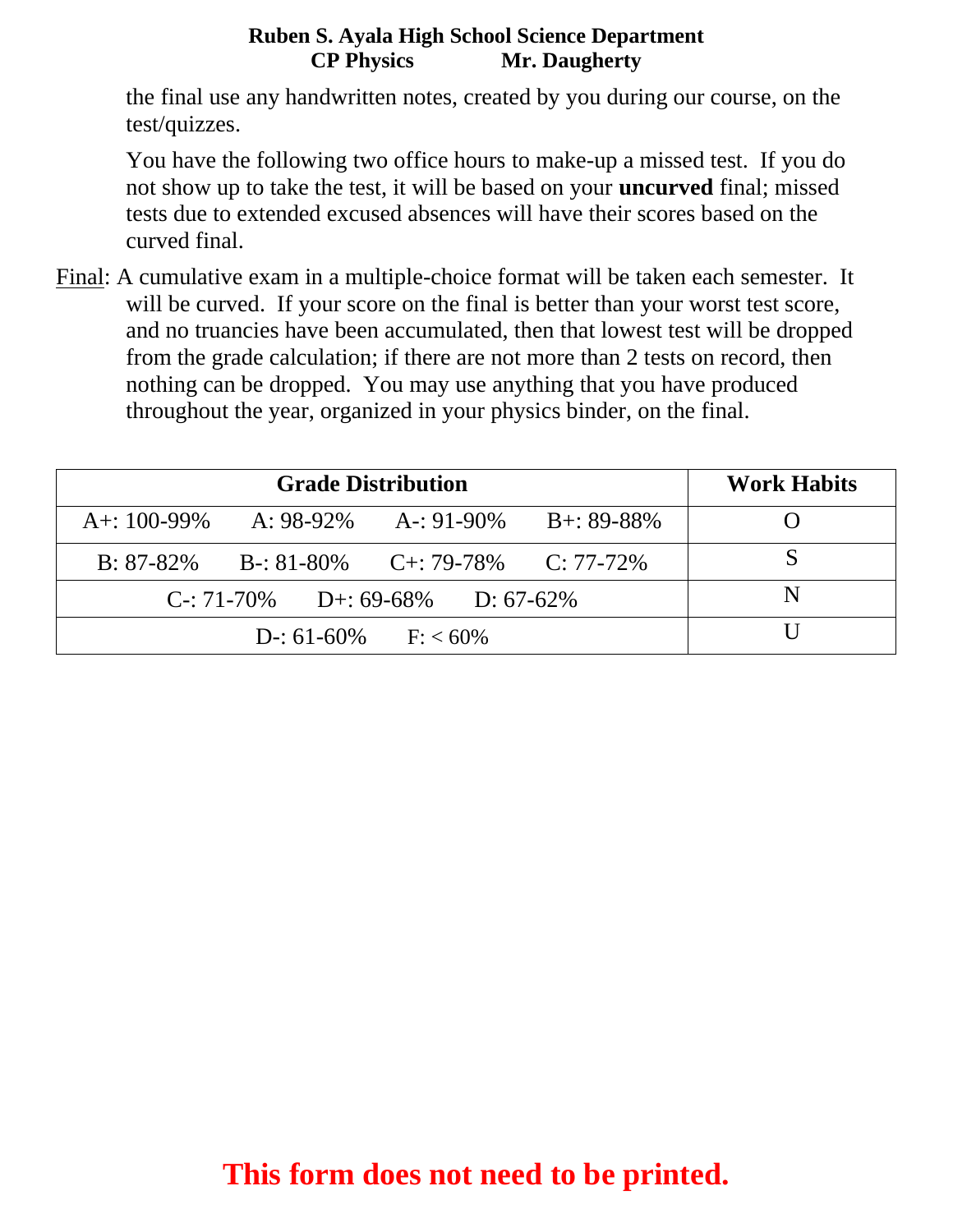the final use any handwritten notes, created by you during our course, on the test/quizzes.

You have the following two office hours to make-up a missed test. If you do not show up to take the test, it will be based on your **uncurved** final; missed tests due to extended excused absences will have their scores based on the curved final.

Final: A cumulative exam in a multiple-choice format will be taken each semester. It will be curved. If your score on the final is better than your worst test score, and no truancies have been accumulated, then that lowest test will be dropped from the grade calculation; if there are not more than 2 tests on record, then nothing can be dropped. You may use anything that you have produced throughout the year, organized in your physics binder, on the final.

| Grade Distribution | | | | Work Habits |
| --- | --- | --- | --- | --- |
| A+: 100-99% | A: 98-92% | A-: 91-90% | B+: 89-88% | O |
| B: 87-82% | B-: 81-80% | C+: 79-78% | C: 77-72% | S |
| C-: 71-70% | D+: 69-68% | D: 67-62% | | N |
| D-: 61-60% | F: < 60% | | | U |

**This form does not need to be printed.**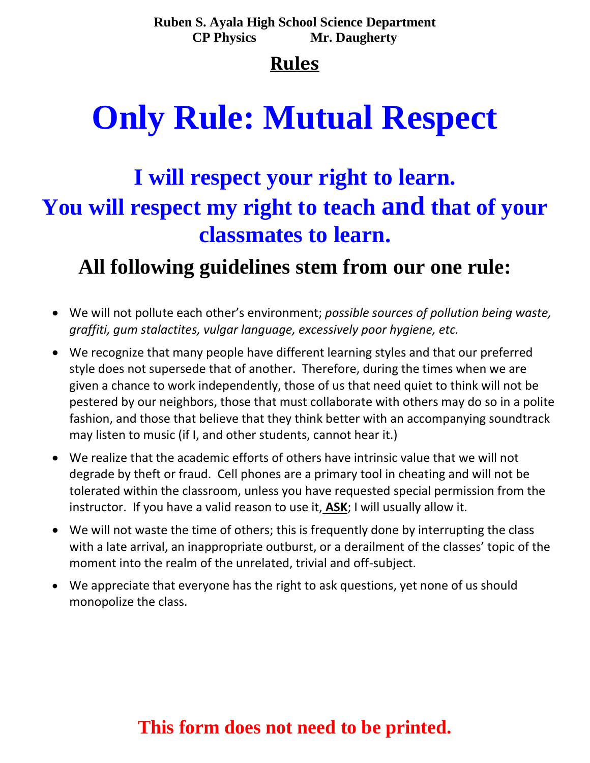**Ruben S. Ayala High School Science Department**
**CP Physics Mr. Daugherty**

## Rules

# Only Rule: Mutual Respect

## I will respect your right to learn.
## You will respect my right to teach and that of your classmates to learn.

### All following guidelines stem from our one rule:

- We will not pollute each other's environment; *possible sources of pollution being waste, graffiti, gum stalactites, vulgar language, excessively poor hygiene, etc.*
- We recognize that many people have different learning styles and that our preferred style does not supersede that of another. Therefore, during the times when we are given a chance to work independently, those of us that need quiet to think will not be pestered by our neighbors, those that must collaborate with others may do so in a polite fashion, and those that believe that they think better with an accompanying soundtrack may listen to music (if I, and other students, cannot hear it.)
- We realize that the academic efforts of others have intrinsic value that we will not degrade by theft or fraud. Cell phones are a primary tool in cheating and will not be tolerated within the classroom, unless you have requested special permission from the instructor. If you have a valid reason to use it, **ASK**; I will usually allow it.
- We will not waste the time of others; this is frequently done by interrupting the class with a late arrival, an inappropriate outburst, or a derailment of the classes' topic of the moment into the realm of the unrelated, trivial and off-subject.
- We appreciate that everyone has the right to ask questions, yet none of us should monopolize the class.

**This form does not need to be printed.**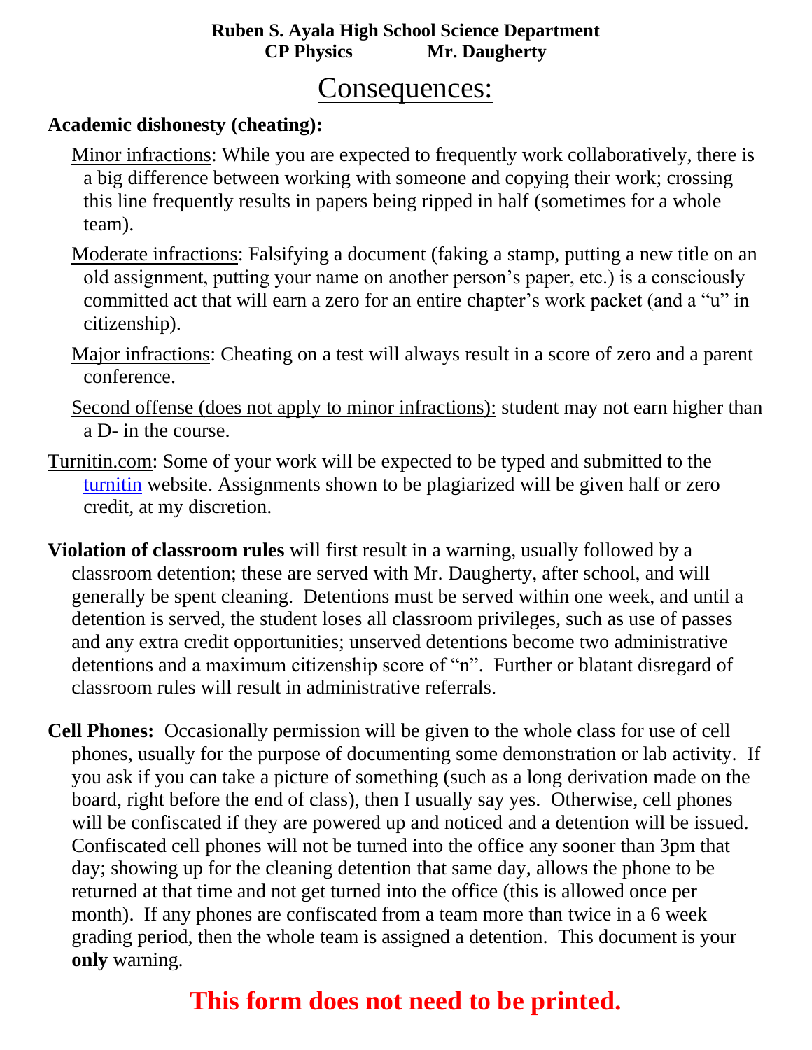**Ruben S. Ayala High School Science Department**
**CP Physics Mr. Daugherty**

# Consequences:

**Academic dishonesty (cheating):**

Minor infractions: While you are expected to frequently work collaboratively, there is a big difference between working with someone and copying their work; crossing this line frequently results in papers being ripped in half (sometimes for a whole team).

Moderate infractions: Falsifying a document (faking a stamp, putting a new title on an old assignment, putting your name on another person's paper, etc.) is a consciously committed act that will earn a zero for an entire chapter's work packet (and a "u" in citizenship).

Major infractions: Cheating on a test will always result in a score of zero and a parent conference.

Second offense (does not apply to minor infractions): student may not earn higher than a D- in the course.

Turnitin.com: Some of your work will be expected to be typed and submitted to the turnitin website. Assignments shown to be plagiarized will be given half or zero credit, at my discretion.

**Violation of classroom rules** will first result in a warning, usually followed by a classroom detention; these are served with Mr. Daugherty, after school, and will generally be spent cleaning. Detentions must be served within one week, and until a detention is served, the student loses all classroom privileges, such as use of passes and any extra credit opportunities; unserved detentions become two administrative detentions and a maximum citizenship score of "n". Further or blatant disregard of classroom rules will result in administrative referrals.

**Cell Phones:** Occasionally permission will be given to the whole class for use of cell phones, usually for the purpose of documenting some demonstration or lab activity. If you ask if you can take a picture of something (such as a long derivation made on the board, right before the end of class), then I usually say yes. Otherwise, cell phones will be confiscated if they are powered up and noticed and a detention will be issued. Confiscated cell phones will not be turned into the office any sooner than 3pm that day; showing up for the cleaning detention that same day, allows the phone to be returned at that time and not get turned into the office (this is allowed once per month). If any phones are confiscated from a team more than twice in a 6 week grading period, then the whole team is assigned a detention. This document is your **only** warning.

**This form does not need to be printed.**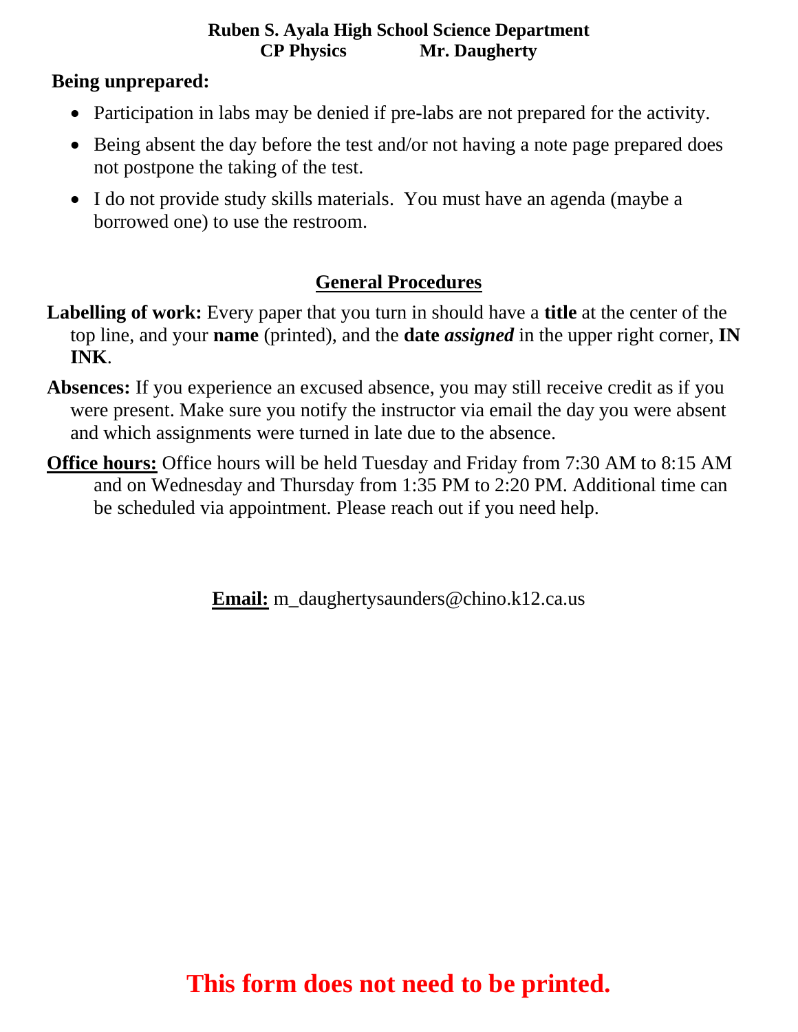**Being unprepared:**

- Participation in labs may be denied if pre-labs are not prepared for the activity.
- Being absent the day before the test and/or not having a note page prepared does not postpone the taking of the test.
- I do not provide study skills materials. You must have an agenda (maybe a borrowed one) to use the restroom.

## General Procedures

**Labelling of work:** Every paper that you turn in should have a **title** at the center of the top line, and your **name** (printed), and the **date *assigned*** in the upper right corner, **IN INK**.

**Absences:** If you experience an excused absence, you may still receive credit as if you were present. Make sure you notify the instructor via email the day you were absent and which assignments were turned in late due to the absence.

**Office hours:** Office hours will be held Tuesday and Friday from 7:30 AM to 8:15 AM and on Wednesday and Thursday from 1:35 PM to 2:20 PM. Additional time can be scheduled via appointment. Please reach out if you need help.

**Email:** m_daughertysaunders@chino.k12.ca.us

**This form does not need to be printed.**